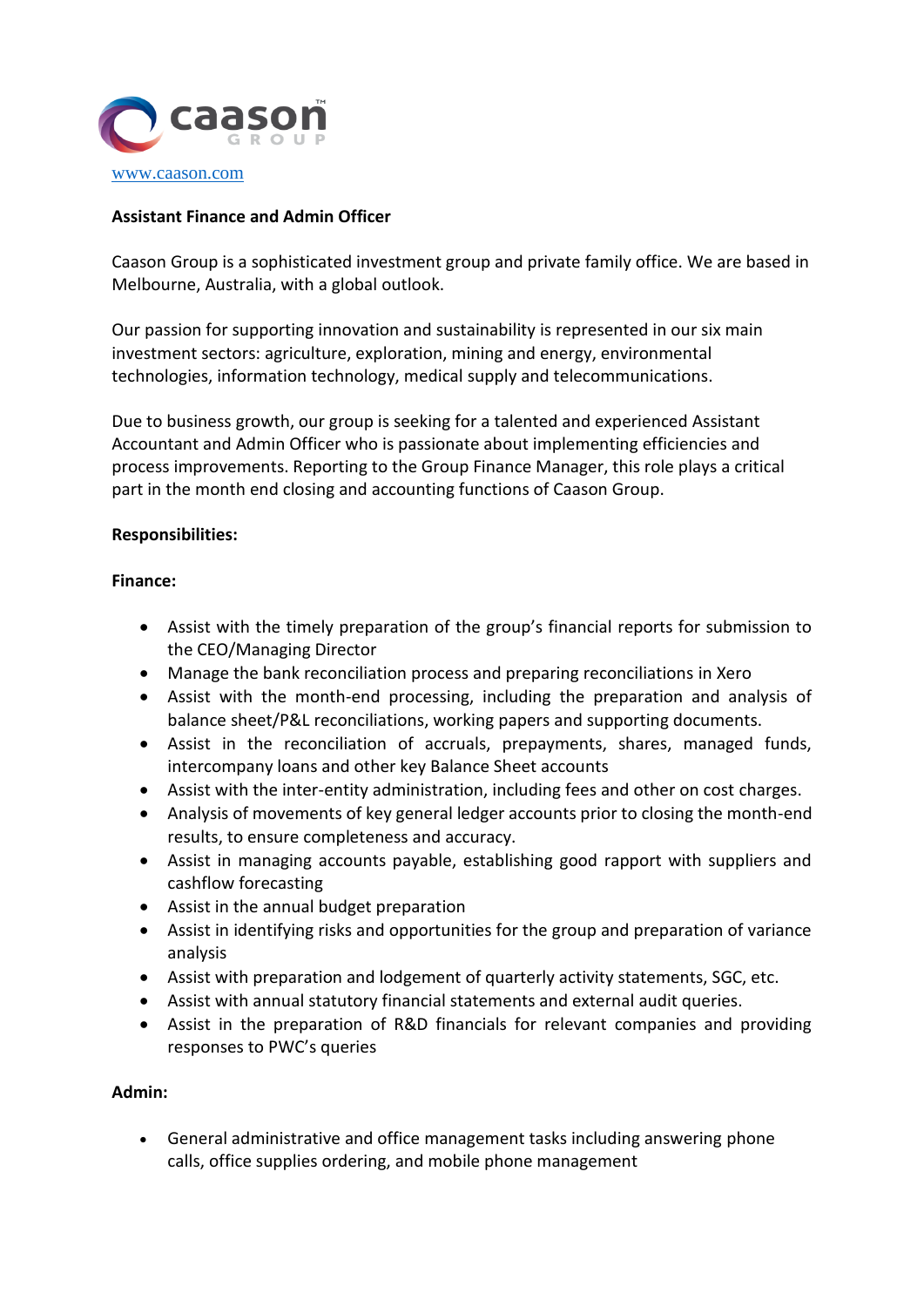caason GROUP

www.caason.com

**Assistant Finance and Admin Officer**

Caason Group is a sophisticated investment group and private family office. We are based in Melbourne, Australia, with a global outlook.

Our passion for supporting innovation and sustainability is represented in our six main investment sectors: agriculture, exploration, mining and energy, environmental technologies, information technology, medical supply and telecommunications.

Due to business growth, our group is seeking for a talented and experienced Assistant Accountant and Admin Officer who is passionate about implementing efficiencies and process improvements. Reporting to the Group Finance Manager, this role plays a critical part in the month end closing and accounting functions of Caason Group.

**Responsibilities:**

**Finance:**

- Assist with the timely preparation of the group's financial reports for submission to the CEO/Managing Director
- Manage the bank reconciliation process and preparing reconciliations in Xero
- Assist with the month-end processing, including the preparation and analysis of balance sheet/P&L reconciliations, working papers and supporting documents.
- Assist in the reconciliation of accruals, prepayments, shares, managed funds, intercompany loans and other key Balance Sheet accounts
- Assist with the inter-entity administration, including fees and other on cost charges.
- Analysis of movements of key general ledger accounts prior to closing the month-end results, to ensure completeness and accuracy.
- Assist in managing accounts payable, establishing good rapport with suppliers and cashflow forecasting
- Assist in the annual budget preparation
- Assist in identifying risks and opportunities for the group and preparation of variance analysis
- Assist with preparation and lodgement of quarterly activity statements, SGC, etc.
- Assist with annual statutory financial statements and external audit queries.
- Assist in the preparation of R&D financials for relevant companies and providing responses to PWC's queries

**Admin:**

- General administrative and office management tasks including answering phone calls, office supplies ordering, and mobile phone management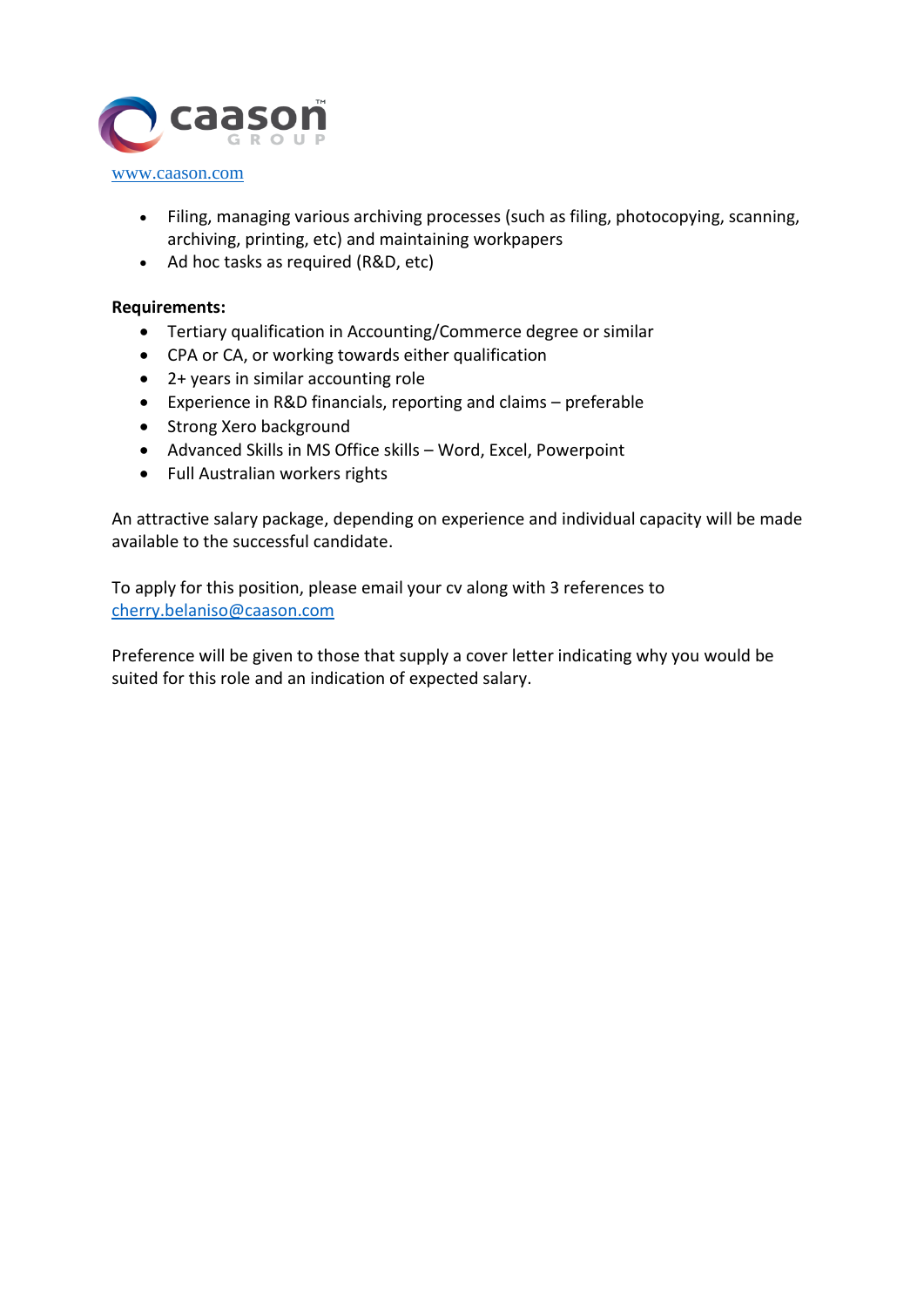www.caason.com

- Filing, managing various archiving processes (such as filing, photocopying, scanning, archiving, printing, etc) and maintaining workpapers
- Ad hoc tasks as required (R&D, etc)

**Requirements:**

- Tertiary qualification in Accounting/Commerce degree or similar
- CPA or CA, or working towards either qualification
- 2+ years in similar accounting role
- Experience in R&D financials, reporting and claims – preferable
- Strong Xero background
- Advanced Skills in MS Office skills – Word, Excel, Powerpoint
- Full Australian workers rights

An attractive salary package, depending on experience and individual capacity will be made available to the successful candidate.

To apply for this position, please email your cv along with 3 references to cherry.belaniso@caason.com

Preference will be given to those that supply a cover letter indicating why you would be suited for this role and an indication of expected salary.